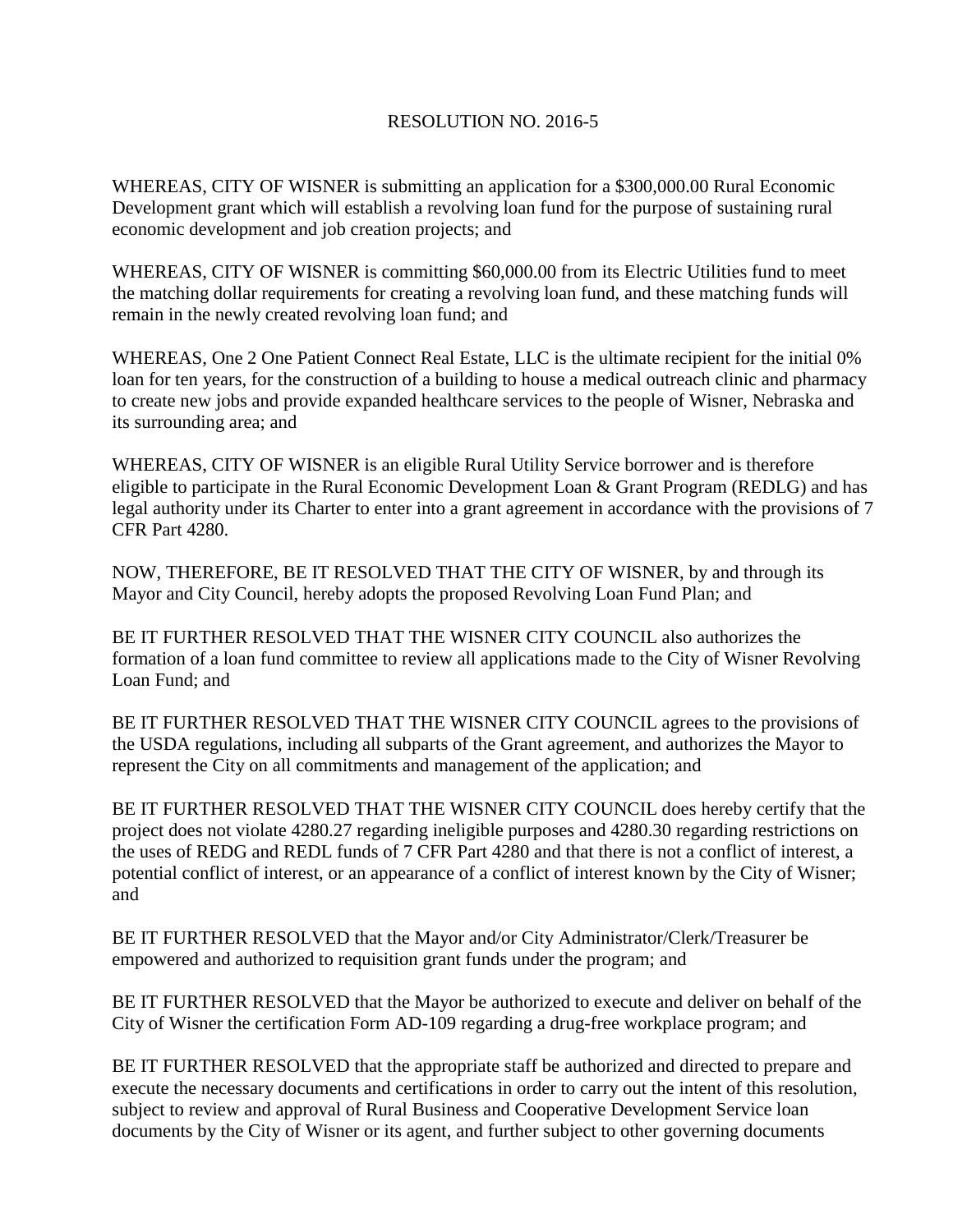# RESOLUTION NO. 2016-5

WHEREAS, CITY OF WISNER is submitting an application for a $300,000.00 Rural Economic Development grant which will establish a revolving loan fund for the purpose of sustaining rural economic development and job creation projects; and

WHEREAS, CITY OF WISNER is committing $60,000.00 from its Electric Utilities fund to meet the matching dollar requirements for creating a revolving loan fund, and these matching funds will remain in the newly created revolving loan fund; and

WHEREAS, One 2 One Patient Connect Real Estate, LLC is the ultimate recipient for the initial 0% loan for ten years, for the construction of a building to house a medical outreach clinic and pharmacy to create new jobs and provide expanded healthcare services to the people of Wisner, Nebraska and its surrounding area; and

WHEREAS, CITY OF WISNER is an eligible Rural Utility Service borrower and is therefore eligible to participate in the Rural Economic Development Loan & Grant Program (REDLG) and has legal authority under its Charter to enter into a grant agreement in accordance with the provisions of 7 CFR Part 4280.

NOW, THEREFORE, BE IT RESOLVED THAT THE CITY OF WISNER, by and through its Mayor and City Council, hereby adopts the proposed Revolving Loan Fund Plan; and

BE IT FURTHER RESOLVED THAT THE WISNER CITY COUNCIL also authorizes the formation of a loan fund committee to review all applications made to the City of Wisner Revolving Loan Fund; and

BE IT FURTHER RESOLVED THAT THE WISNER CITY COUNCIL agrees to the provisions of the USDA regulations, including all subparts of the Grant agreement, and authorizes the Mayor to represent the City on all commitments and management of the application; and

BE IT FURTHER RESOLVED THAT THE WISNER CITY COUNCIL does hereby certify that the project does not violate 4280.27 regarding ineligible purposes and 4280.30 regarding restrictions on the uses of REDG and REDL funds of 7 CFR Part 4280 and that there is not a conflict of interest, a potential conflict of interest, or an appearance of a conflict of interest known by the City of Wisner; and

BE IT FURTHER RESOLVED that the Mayor and/or City Administrator/Clerk/Treasurer be empowered and authorized to requisition grant funds under the program; and

BE IT FURTHER RESOLVED that the Mayor be authorized to execute and deliver on behalf of the City of Wisner the certification Form AD-109 regarding a drug-free workplace program; and

BE IT FURTHER RESOLVED that the appropriate staff be authorized and directed to prepare and execute the necessary documents and certifications in order to carry out the intent of this resolution, subject to review and approval of Rural Business and Cooperative Development Service loan documents by the City of Wisner or its agent, and further subject to other governing documents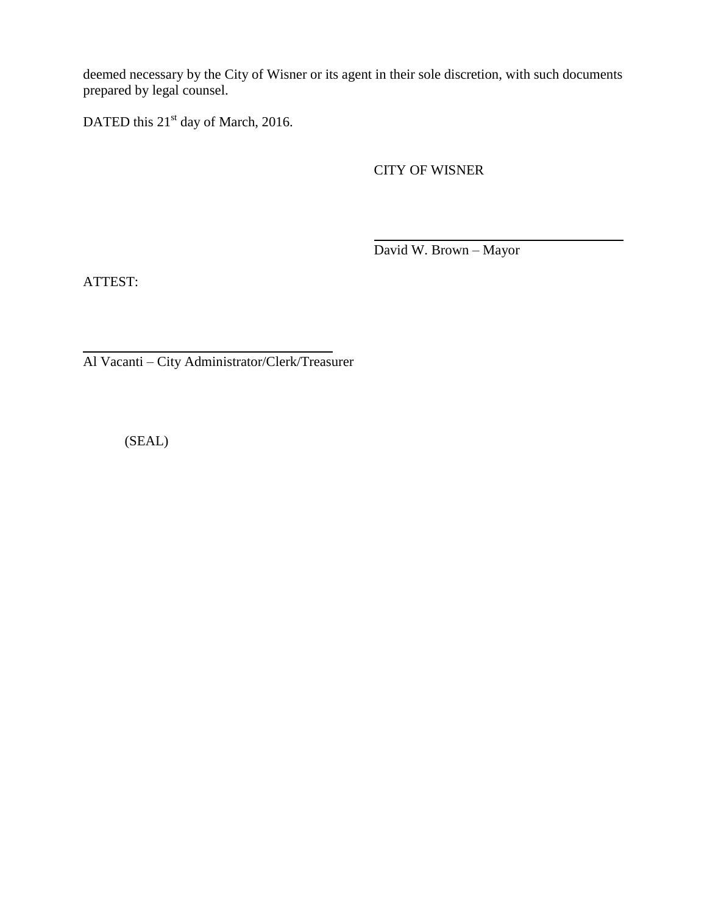deemed necessary by the City of Wisner or its agent in their sole discretion, with such documents prepared by legal counsel.

DATED this 21st day of March, 2016.

CITY OF WISNER

\_\_\_\_\_\_\_\_\_\_\_\_\_\_\_\_\_\_\_\_\_\_\_\_\_\_\_\_\_\_\_\_\_\_\_\_

David W. Brown – Mayor

ATTEST:

\_\_\_\_\_\_\_\_\_\_\_\_\_\_\_\_\_\_\_\_\_\_\_\_\_\_\_\_\_\_\_\_\_\_\_\_

Al Vacanti – City Administrator/Clerk/Treasurer

(SEAL)